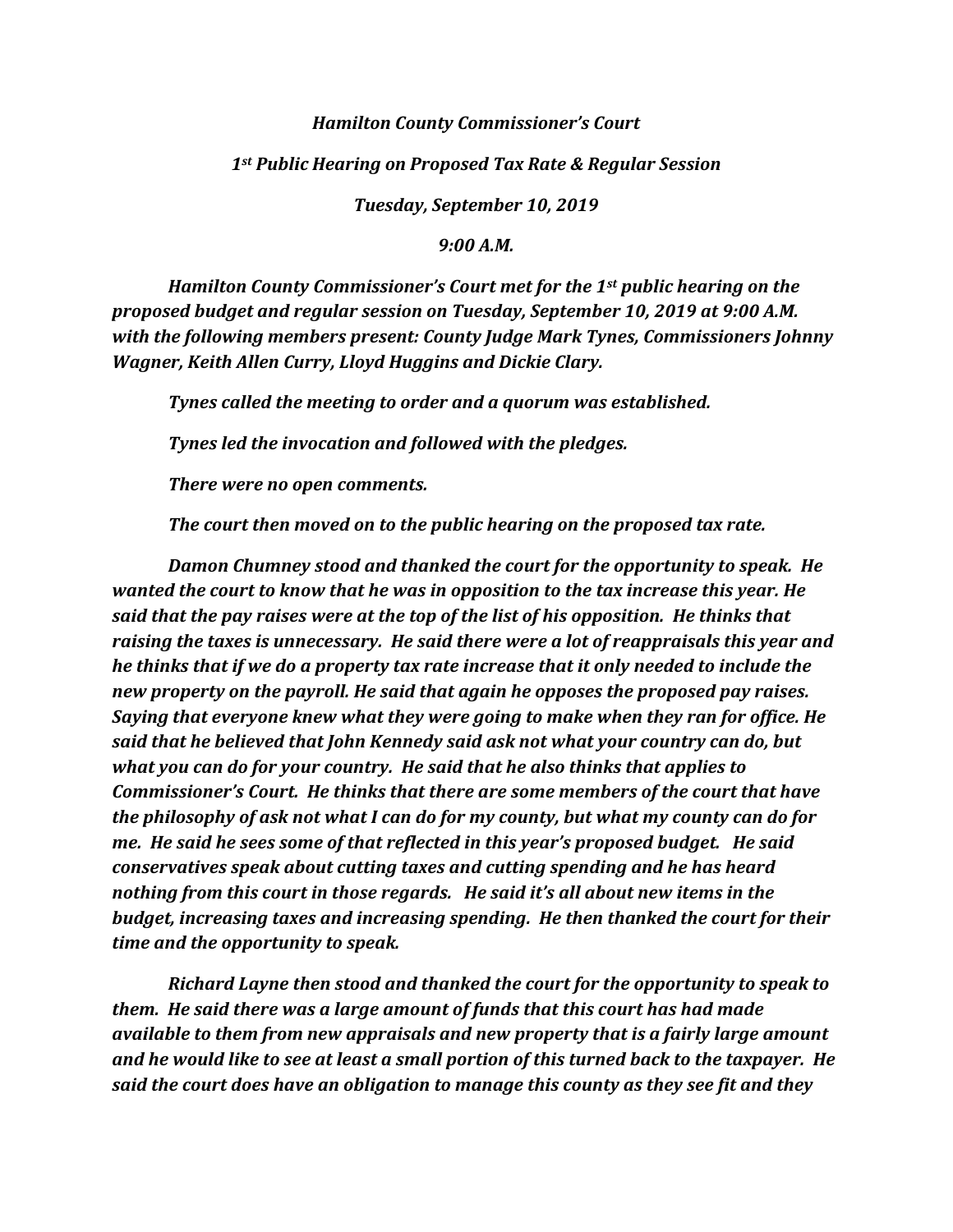*Hamilton County Commissioner's Court*

*1st Public Hearing on Proposed Tax Rate & Regular Session*

*Tuesday, September 10, 2019*

*9:00 A.M.*

***Hamilton County Commissioner's Court met for the 1st public hearing on the proposed budget and regular session on Tuesday, September 10, 2019 at 9:00 A.M. with the following members present: County Judge Mark Tynes, Commissioners Johnny Wagner, Keith Allen Curry, Lloyd Huggins and Dickie Clary.***

***Tynes called the meeting to order and a quorum was established.***

***Tynes led the invocation and followed with the pledges.***

***There were no open comments.***

***The court then moved on to the public hearing on the proposed tax rate.***

***Damon Chumney stood and thanked the court for the opportunity to speak. He wanted the court to know that he was in opposition to the tax increase this year. He said that the pay raises were at the top of the list of his opposition. He thinks that raising the taxes is unnecessary. He said there were a lot of reappraisals this year and he thinks that if we do a property tax rate increase that it only needed to include the new property on the payroll. He said that again he opposes the proposed pay raises. Saying that everyone knew what they were going to make when they ran for office. He said that he believed that John Kennedy said ask not what your country can do, but what you can do for your country. He said that he also thinks that applies to Commissioner's Court. He thinks that there are some members of the court that have the philosophy of ask not what I can do for my county, but what my county can do for me. He said he sees some of that reflected in this year's proposed budget. He said conservatives speak about cutting taxes and cutting spending and he has heard nothing from this court in those regards. He said it's all about new items in the budget, increasing taxes and increasing spending. He then thanked the court for their time and the opportunity to speak.***

***Richard Layne then stood and thanked the court for the opportunity to speak to them. He said there was a large amount of funds that this court has had made available to them from new appraisals and new property that is a fairly large amount and he would like to see at least a small portion of this turned back to the taxpayer. He said the court does have an obligation to manage this county as they see fit and they***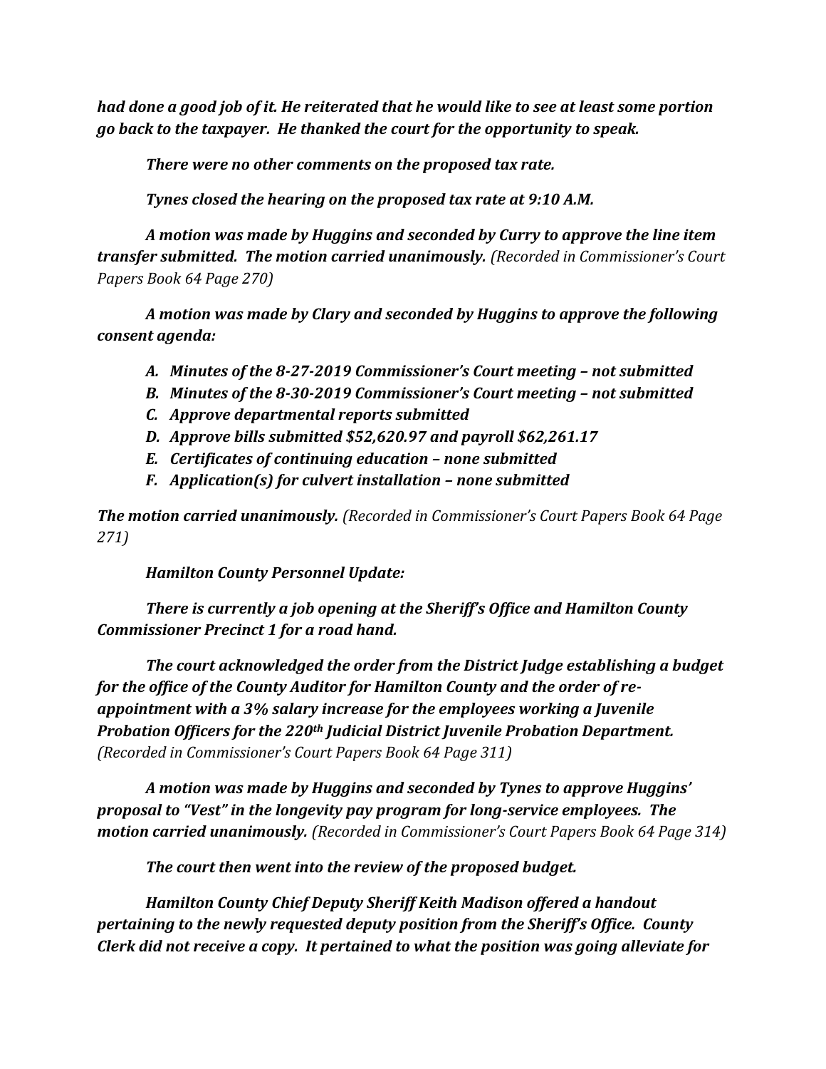*had done a good job of it. He reiterated that he would like to see at least some portion go back to the taxpayer. He thanked the court for the opportunity to speak.*

*There were no other comments on the proposed tax rate.*

*Tynes closed the hearing on the proposed tax rate at 9:10 A.M.*

***A motion was made by Huggins and seconded by Curry to approve the line item transfer submitted. The motion carried unanimously.*** *(Recorded in Commissioner's Court Papers Book 64 Page 270)*

***A motion was made by Clary and seconded by Huggins to approve the following consent agenda:***

A. ***Minutes of the 8-27-2019 Commissioner's Court meeting – not submitted***
B. ***Minutes of the 8-30-2019 Commissioner's Court meeting – not submitted***
C. ***Approve departmental reports submitted***
D. ***Approve bills submitted $52,620.97 and payroll $62,261.17***
E. ***Certificates of continuing education – none submitted***
F. ***Application(s) for culvert installation – none submitted***

***The motion carried unanimously.*** *(Recorded in Commissioner's Court Papers Book 64 Page 271)*

***Hamilton County Personnel Update:***

***There is currently a job opening at the Sheriff's Office and Hamilton County Commissioner Precinct 1 for a road hand.***

***The court acknowledged the order from the District Judge establishing a budget for the office of the County Auditor for Hamilton County and the order of re-appointment with a 3% salary increase for the employees working a Juvenile Probation Officers for the 220th Judicial District Juvenile Probation Department.*** *(Recorded in Commissioner's Court Papers Book 64 Page 311)*

***A motion was made by Huggins and seconded by Tynes to approve Huggins' proposal to "Vest" in the longevity pay program for long-service employees. The motion carried unanimously.*** *(Recorded in Commissioner's Court Papers Book 64 Page 314)*

***The court then went into the review of the proposed budget.***

***Hamilton County Chief Deputy Sheriff Keith Madison offered a handout pertaining to the newly requested deputy position from the Sheriff's Office. County Clerk did not receive a copy. It pertained to what the position was going alleviate for***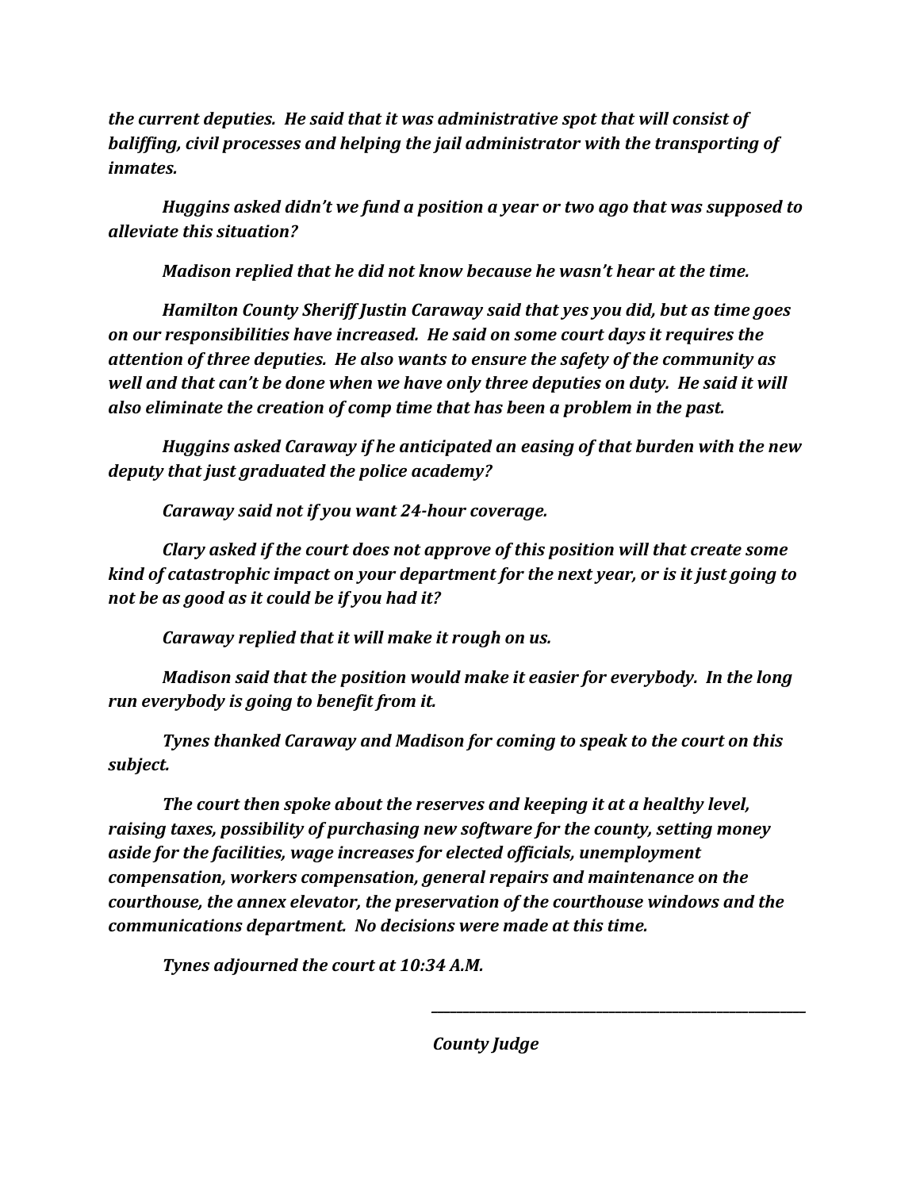*the current deputies. He said that it was administrative spot that will consist of baliffing, civil processes and helping the jail administrator with the transporting of inmates.*

*Huggins asked didn't we fund a position a year or two ago that was supposed to alleviate this situation?*

*Madison replied that he did not know because he wasn't hear at the time.*

*Hamilton County Sheriff Justin Caraway said that yes you did, but as time goes on our responsibilities have increased. He said on some court days it requires the attention of three deputies. He also wants to ensure the safety of the community as well and that can't be done when we have only three deputies on duty. He said it will also eliminate the creation of comp time that has been a problem in the past.*

*Huggins asked Caraway if he anticipated an easing of that burden with the new deputy that just graduated the police academy?*

*Caraway said not if you want 24-hour coverage.*

*Clary asked if the court does not approve of this position will that create some kind of catastrophic impact on your department for the next year, or is it just going to not be as good as it could be if you had it?*

*Caraway replied that it will make it rough on us.*

*Madison said that the position would make it easier for everybody. In the long run everybody is going to benefit from it.*

*Tynes thanked Caraway and Madison for coming to speak to the court on this subject.*

*The court then spoke about the reserves and keeping it at a healthy level, raising taxes, possibility of purchasing new software for the county, setting money aside for the facilities, wage increases for elected officials, unemployment compensation, workers compensation, general repairs and maintenance on the courthouse, the annex elevator, the preservation of the courthouse windows and the communications department. No decisions were made at this time.*

*Tynes adjourned the court at 10:34 A.M.*

\_\_\_\_\_\_\_\_\_\_\_\_\_\_\_\_\_\_\_\_\_\_\_\_\_\_\_\_\_\_\_\_\_\_\_\_

*County Judge*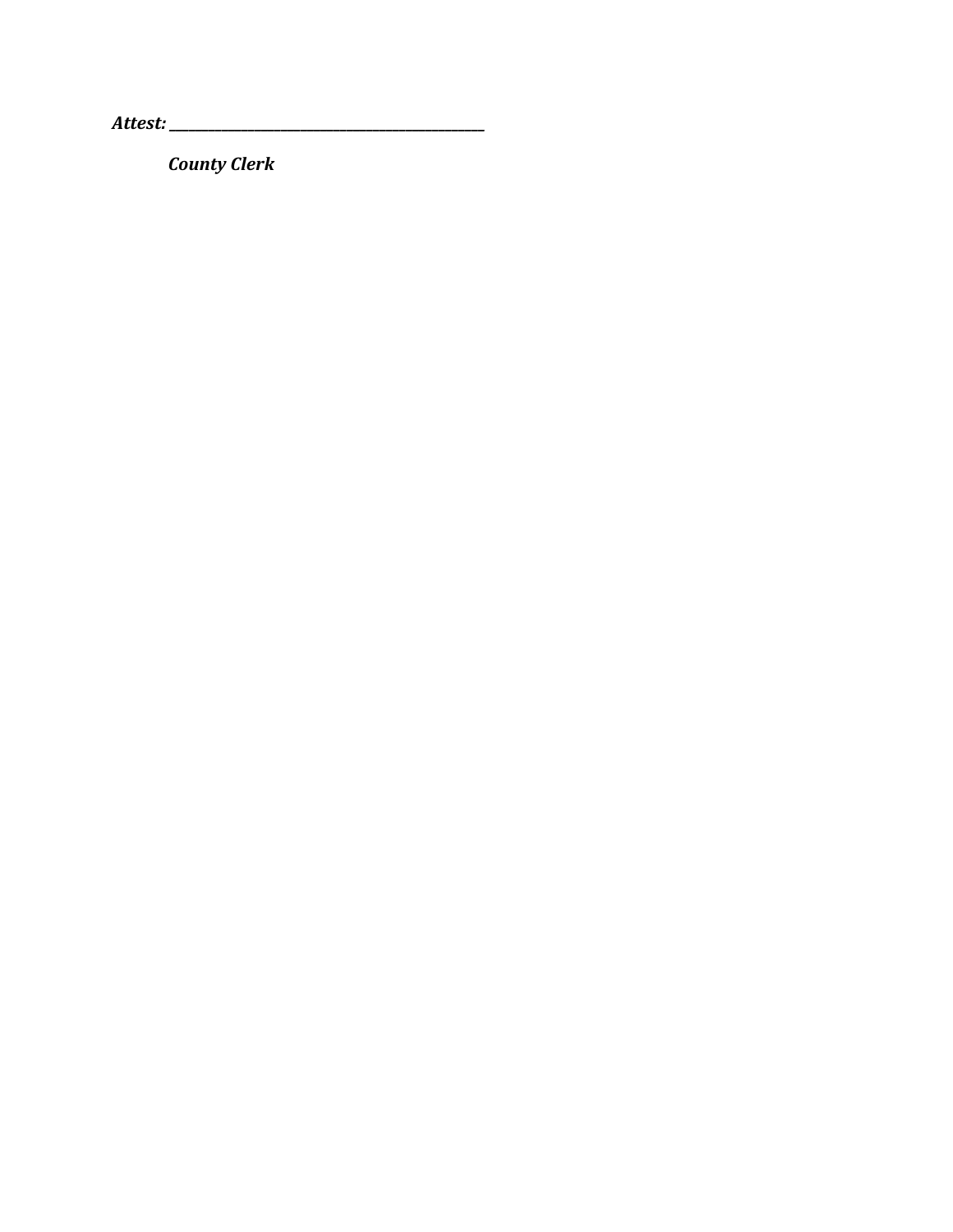***Attest: \_\_\_\_\_\_\_\_\_\_\_\_\_\_\_\_\_\_\_\_\_\_\_\_\_\_\_\_\_\_\_\_\_\_\_\_\_\_\_\_\_\_\_\_\_\_\_\_\_***

***County Clerk***